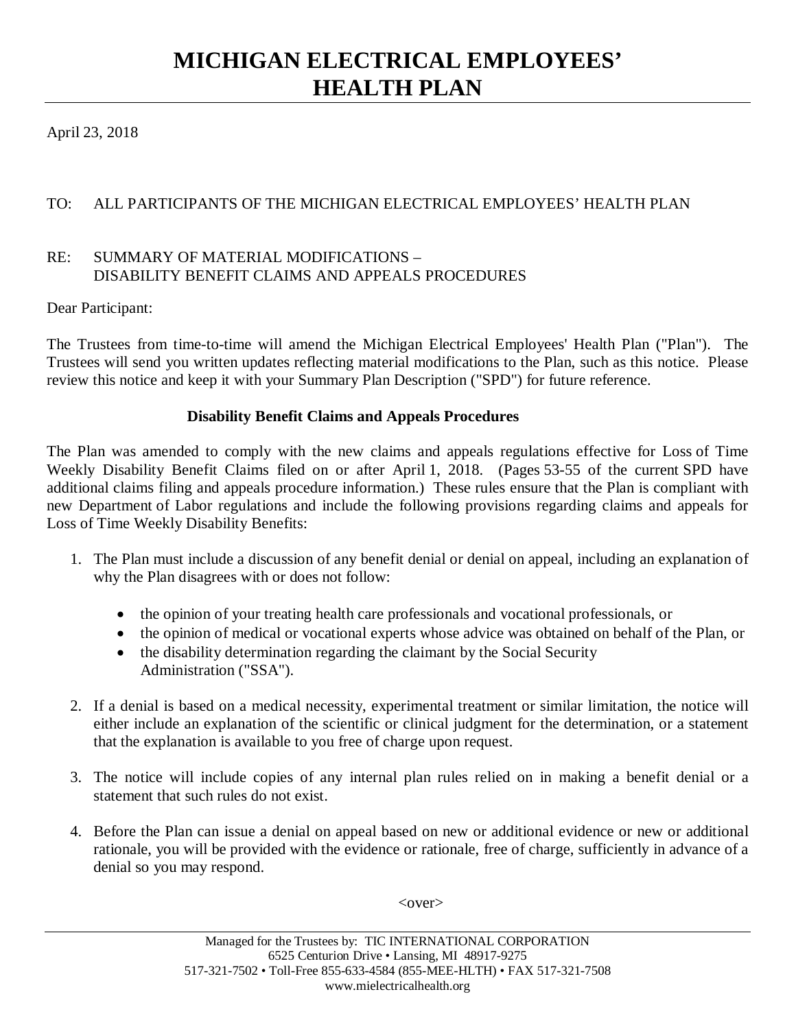# MICHIGAN ELECTRICAL EMPLOYEES' HEALTH PLAN

April 23, 2018

TO: ALL PARTICIPANTS OF THE MICHIGAN ELECTRICAL EMPLOYEES' HEALTH PLAN

RE: SUMMARY OF MATERIAL MODIFICATIONS –
DISABILITY BENEFIT CLAIMS AND APPEALS PROCEDURES

Dear Participant:

The Trustees from time-to-time will amend the Michigan Electrical Employees' Health Plan ("Plan"). The Trustees will send you written updates reflecting material modifications to the Plan, such as this notice. Please review this notice and keep it with your Summary Plan Description ("SPD") for future reference.

**Disability Benefit Claims and Appeals Procedures**

The Plan was amended to comply with the new claims and appeals regulations effective for Loss of Time Weekly Disability Benefit Claims filed on or after April 1, 2018. (Pages 53-55 of the current SPD have additional claims filing and appeals procedure information.) These rules ensure that the Plan is compliant with new Department of Labor regulations and include the following provisions regarding claims and appeals for Loss of Time Weekly Disability Benefits:

1. The Plan must include a discussion of any benefit denial or denial on appeal, including an explanation of why the Plan disagrees with or does not follow:
   - the opinion of your treating health care professionals and vocational professionals, or
   - the opinion of medical or vocational experts whose advice was obtained on behalf of the Plan, or
   - the disability determination regarding the claimant by the Social Security Administration ("SSA").
2. If a denial is based on a medical necessity, experimental treatment or similar limitation, the notice will either include an explanation of the scientific or clinical judgment for the determination, or a statement that the explanation is available to you free of charge upon request.
3. The notice will include copies of any internal plan rules relied on in making a benefit denial or a statement that such rules do not exist.
4. Before the Plan can issue a denial on appeal based on new or additional evidence or new or additional rationale, you will be provided with the evidence or rationale, free of charge, sufficiently in advance of a denial so you may respond.

<over>

Managed for the Trustees by: TIC INTERNATIONAL CORPORATION
6525 Centurion Drive • Lansing, MI 48917-9275
517-321-7502 • Toll-Free 855-633-4584 (855-MEE-HLTH) • FAX 517-321-7508
www.mielectricalhealth.org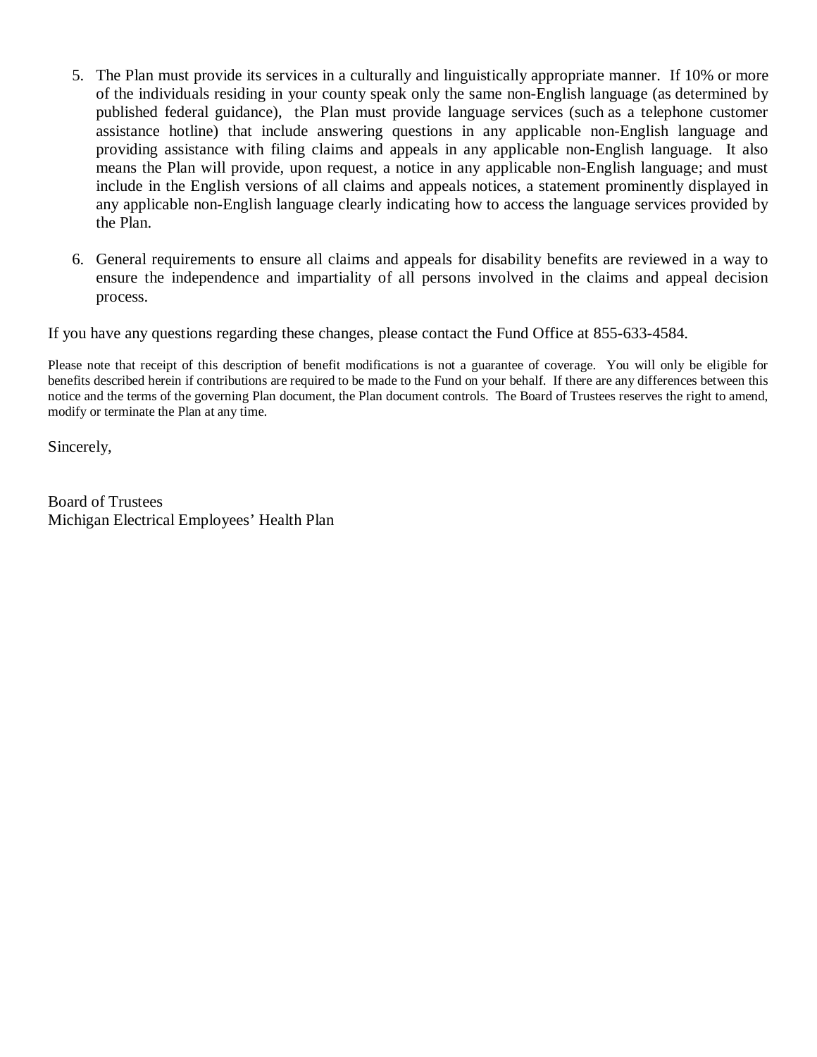5. The Plan must provide its services in a culturally and linguistically appropriate manner. If 10% or more of the individuals residing in your county speak only the same non-English language (as determined by published federal guidance), the Plan must provide language services (such as a telephone customer assistance hotline) that include answering questions in any applicable non-English language and providing assistance with filing claims and appeals in any applicable non-English language. It also means the Plan will provide, upon request, a notice in any applicable non-English language; and must include in the English versions of all claims and appeals notices, a statement prominently displayed in any applicable non-English language clearly indicating how to access the language services provided by the Plan.

6. General requirements to ensure all claims and appeals for disability benefits are reviewed in a way to ensure the independence and impartiality of all persons involved in the claims and appeal decision process.

If you have any questions regarding these changes, please contact the Fund Office at 855-633-4584.

Please note that receipt of this description of benefit modifications is not a guarantee of coverage. You will only be eligible for benefits described herein if contributions are required to be made to the Fund on your behalf. If there are any differences between this notice and the terms of the governing Plan document, the Plan document controls. The Board of Trustees reserves the right to amend, modify or terminate the Plan at any time.

Sincerely,

Board of Trustees  
Michigan Electrical Employees' Health Plan